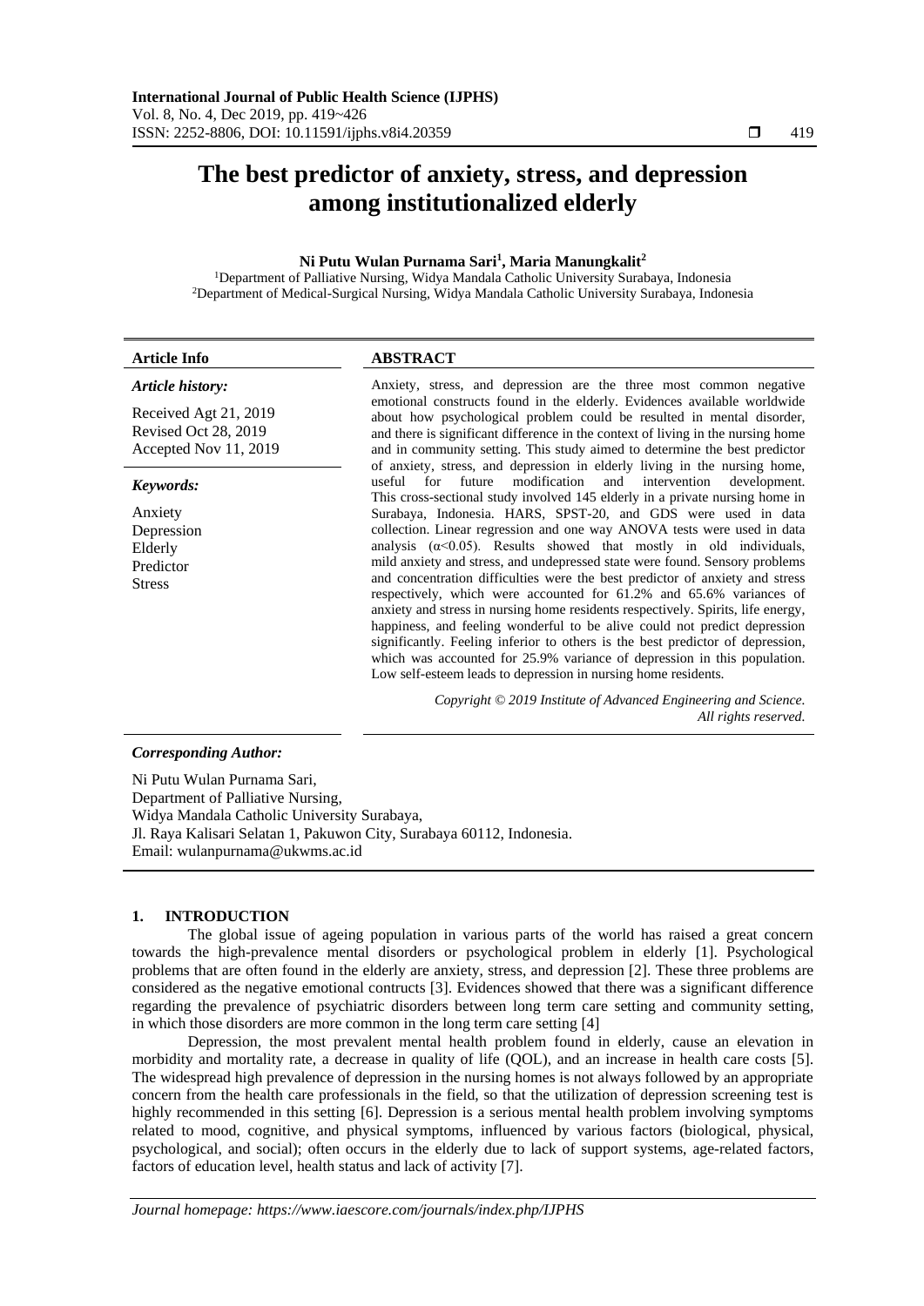# The best predictor of anxiety, stress, and depression among institutionalized elderly

**Ni Putu Wulan Purnama Sari[1], Maria Manungkalit[2]**

[1]Department of Palliative Nursing, Widya Mandala Catholic University Surabaya, Indonesia
[2]Department of Medical-Surgical Nursing, Widya Mandala Catholic University Surabaya, Indonesia

**Article Info**

*Article history:*

Received Agt 21, 2019
Revised Oct 28, 2019
Accepted Nov 11, 2019

*Keywords:*

Anxiety
Depression
Elderly
Predictor
Stress

**ABSTRACT**

Anxiety, stress, and depression are the three most common negative emotional constructs found in the elderly. Evidences available worldwide about how psychological problem could be resulted in mental disorder, and there is significant difference in the context of living in the nursing home and in community setting. This study aimed to determine the best predictor of anxiety, stress, and depression in elderly living in the nursing home, useful for future modification and intervention development. This cross-sectional study involved 145 elderly in a private nursing home in Surabaya, Indonesia. HARS, SPST-20, and GDS were used in data collection. Linear regression and one way ANOVA tests were used in data analysis ($\alpha$<0.05). Results showed that mostly in old individuals, mild anxiety and stress, and undepressed state were found. Sensory problems and concentration difficulties were the best predictor of anxiety and stress respectively, which were accounted for 61.2% and 65.6% variances of anxiety and stress in nursing home residents respectively. Spirits, life energy, happiness, and feeling wonderful to be alive could not predict depression significantly. Feeling inferior to others is the best predictor of depression, which was accounted for 25.9% variance of depression in this population. Low self-esteem leads to depression in nursing home residents.

*Copyright © 2019 Institute of Advanced Engineering and Science. All rights reserved.*

***Corresponding Author:***

Ni Putu Wulan Purnama Sari,
Department of Palliative Nursing,
Widya Mandala Catholic University Surabaya,
Jl. Raya Kalisari Selatan 1, Pakuwon City, Surabaya 60112, Indonesia.
Email: wulanpurnama@ukwms.ac.id

## 1. INTRODUCTION

The global issue of ageing population in various parts of the world has raised a great concern towards the high-prevalence mental disorders or psychological problem in elderly [1]. Psychological problems that are often found in the elderly are anxiety, stress, and depression [2]. These three problems are considered as the negative emotional contructs [3]. Evidences showed that there was a significant difference regarding the prevalence of psychiatric disorders between long term care setting and community setting, in which those disorders are more common in the long term care setting [4]

Depression, the most prevalent mental health problem found in elderly, cause an elevation in morbidity and mortality rate, a decrease in quality of life (QOL), and an increase in health care costs [5]. The widespread high prevalence of depression in the nursing homes is not always followed by an appropriate concern from the health care professionals in the field, so that the utilization of depression screening test is highly recommended in this setting [6]. Depression is a serious mental health problem involving symptoms related to mood, cognitive, and physical symptoms, influenced by various factors (biological, physical, psychological, and social); often occurs in the elderly due to lack of support systems, age-related factors, factors of education level, health status and lack of activity [7].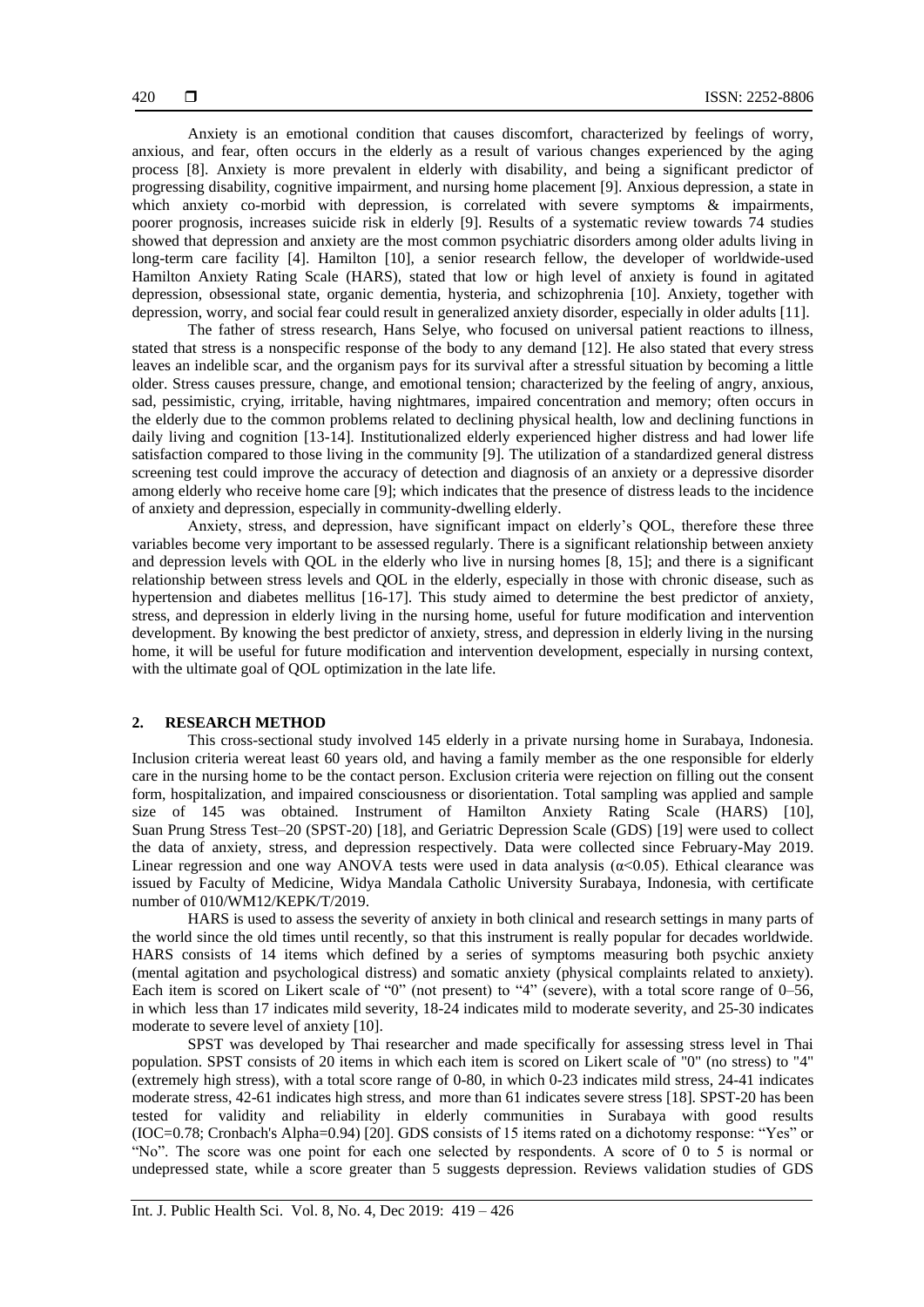Anxiety is an emotional condition that causes discomfort, characterized by feelings of worry, anxious, and fear, often occurs in the elderly as a result of various changes experienced by the aging process [8]. Anxiety is more prevalent in elderly with disability, and being a significant predictor of progressing disability, cognitive impairment, and nursing home placement [9]. Anxious depression, a state in which anxiety co-morbid with depression, is correlated with severe symptoms & impairments, poorer prognosis, increases suicide risk in elderly [9]. Results of a systematic review towards 74 studies showed that depression and anxiety are the most common psychiatric disorders among older adults living in long-term care facility [4]. Hamilton [10], a senior research fellow, the developer of worldwide-used Hamilton Anxiety Rating Scale (HARS), stated that low or high level of anxiety is found in agitated depression, obsessional state, organic dementia, hysteria, and schizophrenia [10]. Anxiety, together with depression, worry, and social fear could result in generalized anxiety disorder, especially in older adults [11].

The father of stress research, Hans Selye, who focused on universal patient reactions to illness, stated that stress is a nonspecific response of the body to any demand [12]. He also stated that every stress leaves an indelible scar, and the organism pays for its survival after a stressful situation by becoming a little older. Stress causes pressure, change, and emotional tension; characterized by the feeling of angry, anxious, sad, pessimistic, crying, irritable, having nightmares, impaired concentration and memory; often occurs in the elderly due to the common problems related to declining physical health, low and declining functions in daily living and cognition [13-14]. Institutionalized elderly experienced higher distress and had lower life satisfaction compared to those living in the community [9]. The utilization of a standardized general distress screening test could improve the accuracy of detection and diagnosis of an anxiety or a depressive disorder among elderly who receive home care [9]; which indicates that the presence of distress leads to the incidence of anxiety and depression, especially in community-dwelling elderly.

Anxiety, stress, and depression, have significant impact on elderly's QOL, therefore these three variables become very important to be assessed regularly. There is a significant relationship between anxiety and depression levels with QOL in the elderly who live in nursing homes [8, 15]; and there is a significant relationship between stress levels and QOL in the elderly, especially in those with chronic disease, such as hypertension and diabetes mellitus [16-17]. This study aimed to determine the best predictor of anxiety, stress, and depression in elderly living in the nursing home, useful for future modification and intervention development. By knowing the best predictor of anxiety, stress, and depression in elderly living in the nursing home, it will be useful for future modification and intervention development, especially in nursing context, with the ultimate goal of QOL optimization in the late life.

## 2. RESEARCH METHOD

This cross-sectional study involved 145 elderly in a private nursing home in Surabaya, Indonesia. Inclusion criteria wereat least 60 years old, and having a family member as the one responsible for elderly care in the nursing home to be the contact person. Exclusion criteria were rejection on filling out the consent form, hospitalization, and impaired consciousness or disorientation. Total sampling was applied and sample size of 145 was obtained. Instrument of Hamilton Anxiety Rating Scale (HARS) [10], Suan Prung Stress Test–20 (SPST-20) [18], and Geriatric Depression Scale (GDS) [19] were used to collect the data of anxiety, stress, and depression respectively. Data were collected since February-May 2019. Linear regression and one way ANOVA tests were used in data analysis ($\alpha$<0.05). Ethical clearance was issued by Faculty of Medicine, Widya Mandala Catholic University Surabaya, Indonesia, with certificate number of 010/WM12/KEPK/T/2019.

HARS is used to assess the severity of anxiety in both clinical and research settings in many parts of the world since the old times until recently, so that this instrument is really popular for decades worldwide. HARS consists of 14 items which defined by a series of symptoms measuring both psychic anxiety (mental agitation and psychological distress) and somatic anxiety (physical complaints related to anxiety). Each item is scored on Likert scale of "0" (not present) to "4" (severe), with a total score range of 0–56, in which less than 17 indicates mild severity, 18-24 indicates mild to moderate severity, and 25-30 indicates moderate to severe level of anxiety [10].

SPST was developed by Thai researcher and made specifically for assessing stress level in Thai population. SPST consists of 20 items in which each item is scored on Likert scale of "0" (no stress) to "4" (extremely high stress), with a total score range of 0-80, in which 0-23 indicates mild stress, 24-41 indicates moderate stress, 42-61 indicates high stress, and more than 61 indicates severe stress [18]. SPST-20 has been tested for validity and reliability in elderly communities in Surabaya with good results (IOC=0.78; Cronbach's Alpha=0.94) [20]. GDS consists of 15 items rated on a dichotomy response: "Yes" or "No". The score was one point for each one selected by respondents. A score of 0 to 5 is normal or undepressed state, while a score greater than 5 suggests depression. Reviews validation studies of GDS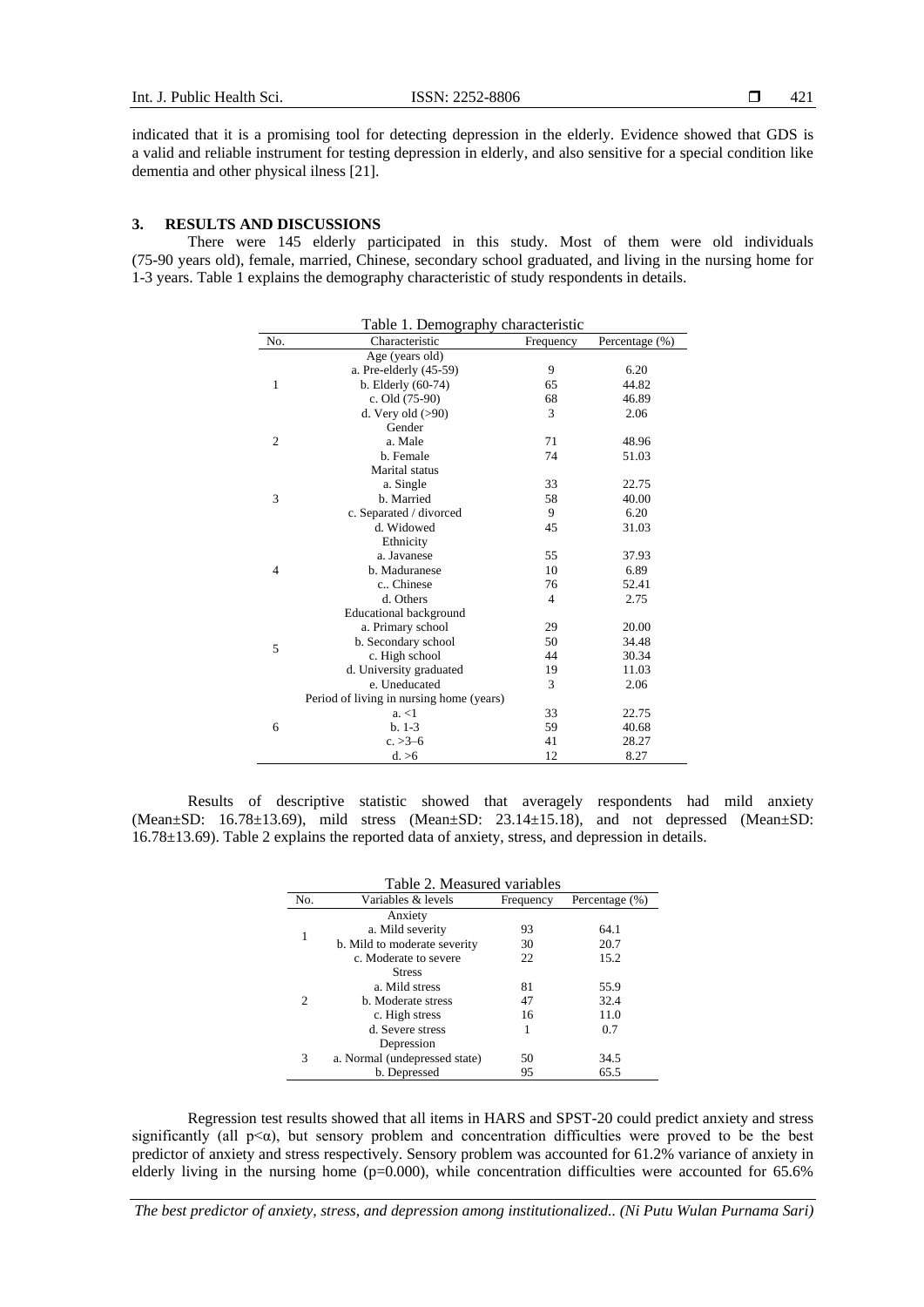indicated that it is a promising tool for detecting depression in the elderly. Evidence showed that GDS is a valid and reliable instrument for testing depression in elderly, and also sensitive for a special condition like dementia and other physical ilness [21].

## 3. RESULTS AND DISCUSSIONS

There were 145 elderly participated in this study. Most of them were old individuals (75-90 years old), female, married, Chinese, secondary school graduated, and living in the nursing home for 1-3 years. Table 1 explains the demography characteristic of study respondents in details.

Table 1. Demography characteristic

| No. | Characteristic | Frequency | Percentage (%) |
|---|---|---|---|
| 1 | Age (years old) | | |
| | a. Pre-elderly (45-59) | 9 | 6.20 |
| | b. Elderly (60-74) | 65 | 44.82 |
| | c. Old (75-90) | 68 | 46.89 |
| | d. Very old (>90) | 3 | 2.06 |
| 2 | Gender | | |
| | a. Male | 71 | 48.96 |
| | b. Female | 74 | 51.03 |
| 3 | Marital status | | |
| | a. Single | 33 | 22.75 |
| | b. Married | 58 | 40.00 |
| | c. Separated / divorced | 9 | 6.20 |
| | d. Widowed | 45 | 31.03 |
| 4 | Ethnicity | | |
| | a. Javanese | 55 | 37.93 |
| | b. Maduranese | 10 | 6.89 |
| | c.. Chinese | 76 | 52.41 |
| | d. Others | 4 | 2.75 |
| 5 | Educational background | | |
| | a. Primary school | 29 | 20.00 |
| | b. Secondary school | 50 | 34.48 |
| | c. High school | 44 | 30.34 |
| | d. University graduated | 19 | 11.03 |
| | e. Uneducated | 3 | 2.06 |
| 6 | Period of living in nursing home (years) | | |
| | a. <1 | 33 | 22.75 |
| | b. 1-3 | 59 | 40.68 |
| | c. >3–6 | 41 | 28.27 |
| | d. >6 | 12 | 8.27 |

Results of descriptive statistic showed that averagely respondents had mild anxiety (Mean±SD: 16.78±13.69), mild stress (Mean±SD: 23.14±15.18), and not depressed (Mean±SD: 16.78±13.69). Table 2 explains the reported data of anxiety, stress, and depression in details.

Table 2. Measured variables

| No. | Variables & levels | Frequency | Percentage (%) |
|---|---|---|---|
| 1 | Anxiety | | |
| | a. Mild severity | 93 | 64.1 |
| | b. Mild to moderate severity | 30 | 20.7 |
| | c. Moderate to severe | 22 | 15.2 |
| 2 | Stress | | |
| | a. Mild stress | 81 | 55.9 |
| | b. Moderate stress | 47 | 32.4 |
| | c. High stress | 16 | 11.0 |
| | d. Severe stress | 1 | 0.7 |
| 3 | Depression | | |
| | a. Normal (undepressed state) | 50 | 34.5 |
| | b. Depressed | 95 | 65.5 |

Regression test results showed that all items in HARS and SPST-20 could predict anxiety and stress significantly (all $p<\alpha$), but sensory problem and concentration difficulties were proved to be the best predictor of anxiety and stress respectively. Sensory problem was accounted for 61.2% variance of anxiety in elderly living in the nursing home ($p=0.000$), while concentration difficulties were accounted for 65.6%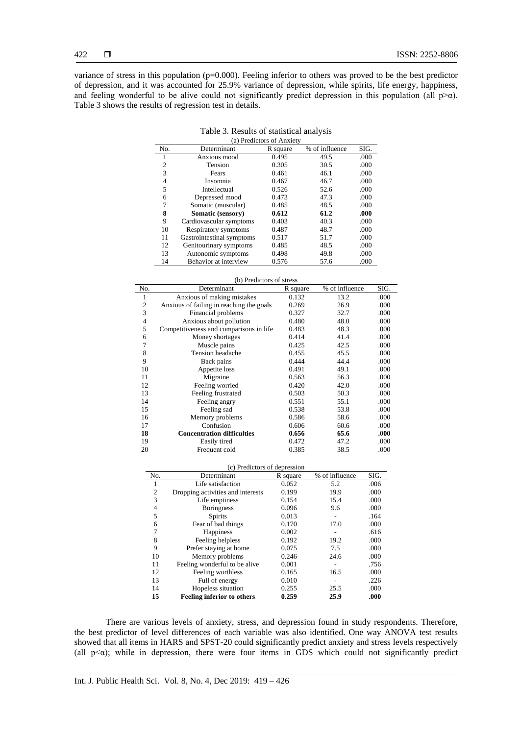variance of stress in this population (p=0.000). Feeling inferior to others was proved to be the best predictor of depression, and it was accounted for 25.9% variance of depression, while spirits, life energy, happiness, and feeling wonderful to be alive could not significantly predict depression in this population (all $p>\alpha$). Table 3 shows the results of regression test in details.

Table 3. Results of statistical analysis

(a) Predictors of Anxiety

| No. | Determinant | R square | % of influence | SIG. |
|---|---|---|---|---|
| 1 | Anxious mood | 0.495 | 49.5 | .000 |
| 2 | Tension | 0.305 | 30.5 | .000 |
| 3 | Fears | 0.461 | 46.1 | .000 |
| 4 | Insomnia | 0.467 | 46.7 | .000 |
| 5 | Intellectual | 0.526 | 52.6 | .000 |
| 6 | Depressed mood | 0.473 | 47.3 | .000 |
| 7 | Somatic (muscular) | 0.485 | 48.5 | .000 |
| **8** | **Somatic (sensory)** | **0.612** | **61.2** | **.000** |
| 9 | Cardiovascular symptoms | 0.403 | 40.3 | .000 |
| 10 | Respiratory symptoms | 0.487 | 48.7 | .000 |
| 11 | Gastrointestinal symptoms | 0.517 | 51.7 | .000 |
| 12 | Genitourinary symptoms | 0.485 | 48.5 | .000 |
| 13 | Autonomic symptoms | 0.498 | 49.8 | .000 |
| 14 | Behavior at interview | 0.576 | 57.6 | .000 |

(b) Predictors of stress

| No. | Determinant | R square | % of influence | SIG. |
|---|---|---|---|---|
| 1 | Anxious of making mistakes | 0.132 | 13.2 | .000 |
| 2 | Anxious of failing in reaching the goals | 0.269 | 26.9 | .000 |
| 3 | Financial problems | 0.327 | 32.7 | .000 |
| 4 | Anxious about pollution | 0.480 | 48.0 | .000 |
| 5 | Competitiveness and comparisons in life | 0.483 | 48.3 | .000 |
| 6 | Money shortages | 0.414 | 41.4 | .000 |
| 7 | Muscle pains | 0.425 | 42.5 | .000 |
| 8 | Tension headache | 0.455 | 45.5 | .000 |
| 9 | Back pains | 0.444 | 44.4 | .000 |
| 10 | Appetite loss | 0.491 | 49.1 | .000 |
| 11 | Migraine | 0.563 | 56.3 | .000 |
| 12 | Feeling worried | 0.420 | 42.0 | .000 |
| 13 | Feeling frustrated | 0.503 | 50.3 | .000 |
| 14 | Feeling angry | 0.551 | 55.1 | .000 |
| 15 | Feeling sad | 0.538 | 53.8 | .000 |
| 16 | Memory problems | 0.586 | 58.6 | .000 |
| 17 | Confusion | 0.606 | 60.6 | .000 |
| **18** | **Concentration difficulties** | **0.656** | **65.6** | **.000** |
| 19 | Easily tired | 0.472 | 47.2 | .000 |
| 20 | Frequent cold | 0.385 | 38.5 | .000 |

(c) Predictors of depression

| No. | Determinant | R square | % of influence | SIG. |
|---|---|---|---|---|
| 1 | Life satisfaction | 0.052 | 5.2 | .006 |
| 2 | Dropping activities and interests | 0.199 | 19.9 | .000 |
| 3 | Life emptiness | 0.154 | 15.4 | .000 |
| 4 | Boringness | 0.096 | 9.6 | .000 |
| 5 | Spirits | 0.013 | - | .164 |
| 6 | Fear of bad things | 0.170 | 17.0 | .000 |
| 7 | Happiness | 0.002 | - | .616 |
| 8 | Feeling helpless | 0.192 | 19.2 | .000 |
| 9 | Prefer staying at home | 0.075 | 7.5 | .000 |
| 10 | Memory problems | 0.246 | 24.6 | .000 |
| 11 | Feeling wonderful to be alive | 0.001 | - | .756 |
| 12 | Feeling worthless | 0.165 | 16.5 | .000 |
| 13 | Full of energy | 0.010 | - | .226 |
| 14 | Hopeless situation | 0.255 | 25.5 | .000 |
| **15** | **Feeling inferior to others** | **0.259** | **25.9** | **.000** |

There are various levels of anxiety, stress, and depression found in study respondents. Therefore, the best predictor of level differences of each variable was also identified. One way ANOVA test results showed that all items in HARS and SPST-20 could significantly predict anxiety and stress levels respectively (all $p<\alpha$); while in depression, there were four items in GDS which could not significantly predict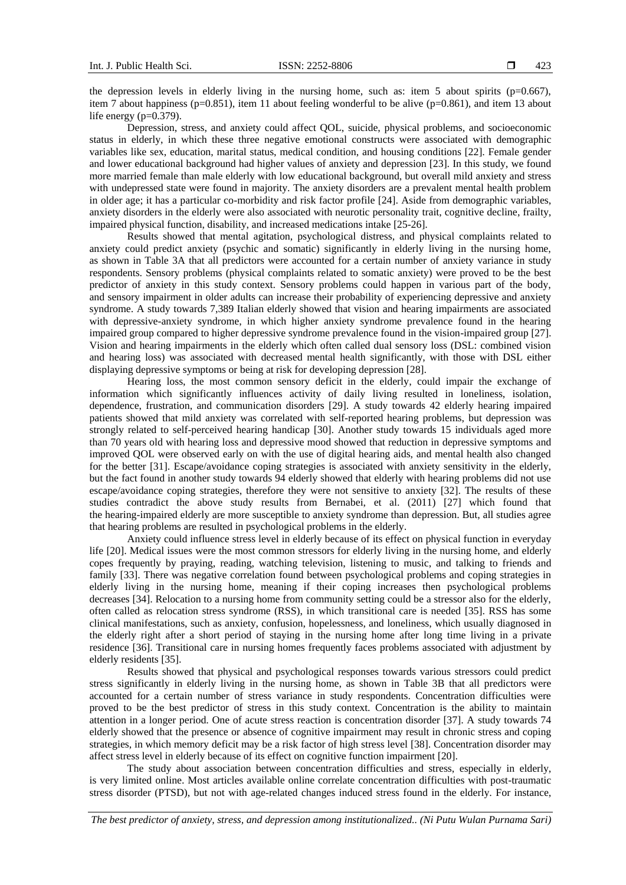the depression levels in elderly living in the nursing home, such as: item 5 about spirits ($p=0.667$), item 7 about happiness ($p=0.851$), item 11 about feeling wonderful to be alive ($p=0.861$), and item 13 about life energy ($p=0.379$).

Depression, stress, and anxiety could affect QOL, suicide, physical problems, and socioeconomic status in elderly, in which these three negative emotional constructs were associated with demographic variables like sex, education, marital status, medical condition, and housing conditions [22]. Female gender and lower educational background had higher values of anxiety and depression [23]. In this study, we found more married female than male elderly with low educational background, but overall mild anxiety and stress with undepressed state were found in majority. The anxiety disorders are a prevalent mental health problem in older age; it has a particular co-morbidity and risk factor profile [24]. Aside from demographic variables, anxiety disorders in the elderly were also associated with neurotic personality trait, cognitive decline, frailty, impaired physical function, disability, and increased medications intake [25-26].

Results showed that mental agitation, psychological distress, and physical complaints related to anxiety could predict anxiety (psychic and somatic) significantly in elderly living in the nursing home, as shown in Table 3A that all predictors were accounted for a certain number of anxiety variance in study respondents. Sensory problems (physical complaints related to somatic anxiety) were proved to be the best predictor of anxiety in this study context. Sensory problems could happen in various part of the body, and sensory impairment in older adults can increase their probability of experiencing depressive and anxiety syndrome. A study towards 7,389 Italian elderly showed that vision and hearing impairments are associated with depressive-anxiety syndrome, in which higher anxiety syndrome prevalence found in the hearing impaired group compared to higher depressive syndrome prevalence found in the vision-impaired group [27]. Vision and hearing impairments in the elderly which often called dual sensory loss (DSL: combined vision and hearing loss) was associated with decreased mental health significantly, with those with DSL either displaying depressive symptoms or being at risk for developing depression [28].

Hearing loss, the most common sensory deficit in the elderly, could impair the exchange of information which significantly influences activity of daily living resulted in loneliness, isolation, dependence, frustration, and communication disorders [29]. A study towards 42 elderly hearing impaired patients showed that mild anxiety was correlated with self-reported hearing problems, but depression was strongly related to self-perceived hearing handicap [30]. Another study towards 15 individuals aged more than 70 years old with hearing loss and depressive mood showed that reduction in depressive symptoms and improved QOL were observed early on with the use of digital hearing aids, and mental health also changed for the better [31]. Escape/avoidance coping strategies is associated with anxiety sensitivity in the elderly, but the fact found in another study towards 94 elderly showed that elderly with hearing problems did not use escape/avoidance coping strategies, therefore they were not sensitive to anxiety [32]. The results of these studies contradict the above study results from Bernabei, et al. (2011) [27] which found that the hearing-impaired elderly are more susceptible to anxiety syndrome than depression. But, all studies agree that hearing problems are resulted in psychological problems in the elderly.

Anxiety could influence stress level in elderly because of its effect on physical function in everyday life [20]. Medical issues were the most common stressors for elderly living in the nursing home, and elderly copes frequently by praying, reading, watching television, listening to music, and talking to friends and family [33]. There was negative correlation found between psychological problems and coping strategies in elderly living in the nursing home, meaning if their coping increases then psychological problems decreases [34]. Relocation to a nursing home from community setting could be a stressor also for the elderly, often called as relocation stress syndrome (RSS), in which transitional care is needed [35]. RSS has some clinical manifestations, such as anxiety, confusion, hopelessness, and loneliness, which usually diagnosed in the elderly right after a short period of staying in the nursing home after long time living in a private residence [36]. Transitional care in nursing homes frequently faces problems associated with adjustment by elderly residents [35].

Results showed that physical and psychological responses towards various stressors could predict stress significantly in elderly living in the nursing home, as shown in Table 3B that all predictors were accounted for a certain number of stress variance in study respondents. Concentration difficulties were proved to be the best predictor of stress in this study context. Concentration is the ability to maintain attention in a longer period. One of acute stress reaction is concentration disorder [37]. A study towards 74 elderly showed that the presence or absence of cognitive impairment may result in chronic stress and coping strategies, in which memory deficit may be a risk factor of high stress level [38]. Concentration disorder may affect stress level in elderly because of its effect on cognitive function impairment [20].

The study about association between concentration difficulties and stress, especially in elderly, is very limited online. Most articles available online correlate concentration difficulties with post-traumatic stress disorder (PTSD), but not with age-related changes induced stress found in the elderly. For instance,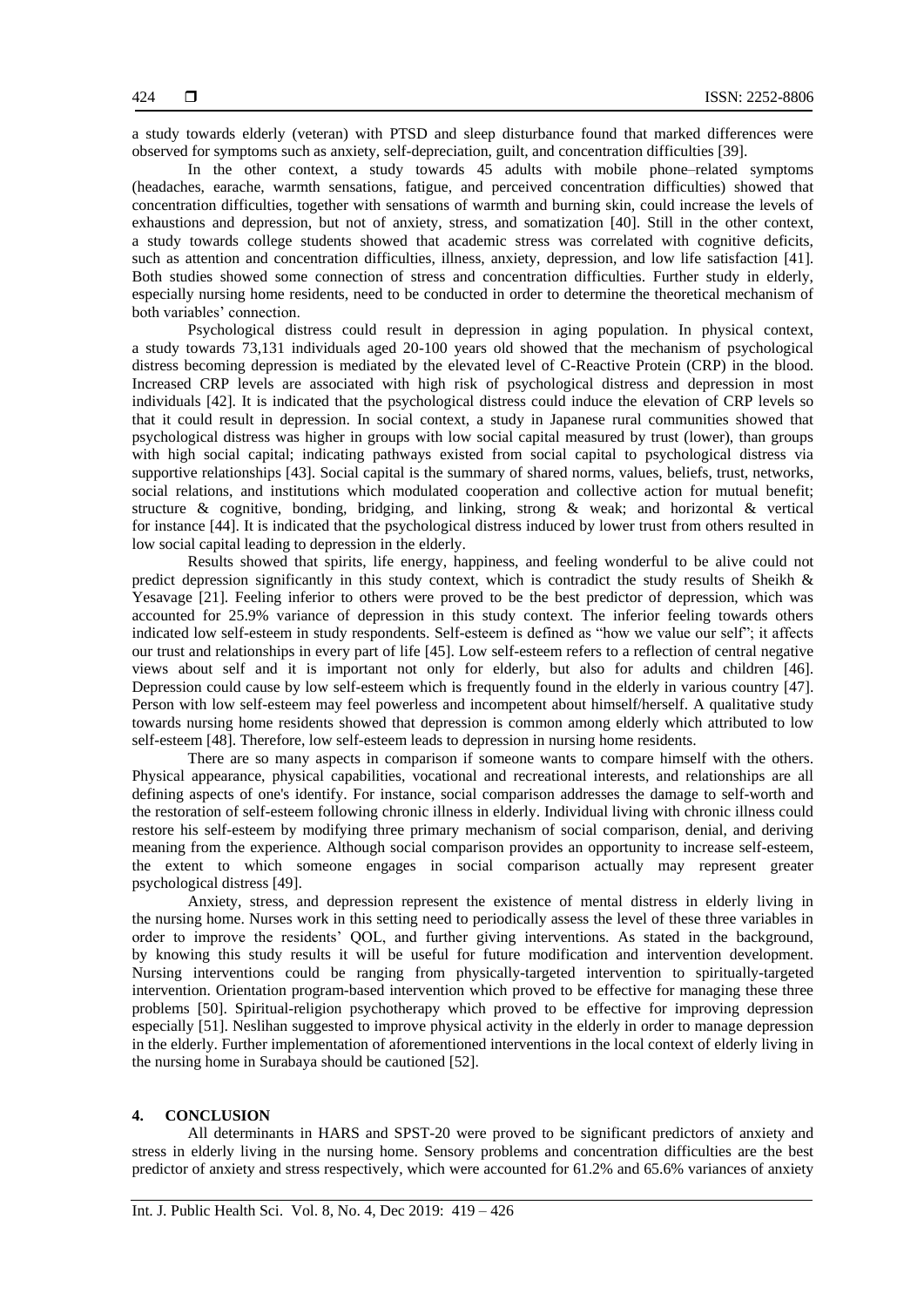a study towards elderly (veteran) with PTSD and sleep disturbance found that marked differences were observed for symptoms such as anxiety, self-depreciation, guilt, and concentration difficulties [39].

In the other context, a study towards 45 adults with mobile phone–related symptoms (headaches, earache, warmth sensations, fatigue, and perceived concentration difficulties) showed that concentration difficulties, together with sensations of warmth and burning skin, could increase the levels of exhaustions and depression, but not of anxiety, stress, and somatization [40]. Still in the other context, a study towards college students showed that academic stress was correlated with cognitive deficits, such as attention and concentration difficulties, illness, anxiety, depression, and low life satisfaction [41]. Both studies showed some connection of stress and concentration difficulties. Further study in elderly, especially nursing home residents, need to be conducted in order to determine the theoretical mechanism of both variables' connection.

Psychological distress could result in depression in aging population. In physical context, a study towards 73,131 individuals aged 20-100 years old showed that the mechanism of psychological distress becoming depression is mediated by the elevated level of C-Reactive Protein (CRP) in the blood. Increased CRP levels are associated with high risk of psychological distress and depression in most individuals [42]. It is indicated that the psychological distress could induce the elevation of CRP levels so that it could result in depression. In social context, a study in Japanese rural communities showed that psychological distress was higher in groups with low social capital measured by trust (lower), than groups with high social capital; indicating pathways existed from social capital to psychological distress via supportive relationships [43]. Social capital is the summary of shared norms, values, beliefs, trust, networks, social relations, and institutions which modulated cooperation and collective action for mutual benefit; structure & cognitive, bonding, bridging, and linking, strong & weak; and horizontal & vertical for instance [44]. It is indicated that the psychological distress induced by lower trust from others resulted in low social capital leading to depression in the elderly.

Results showed that spirits, life energy, happiness, and feeling wonderful to be alive could not predict depression significantly in this study context, which is contradict the study results of Sheikh & Yesavage [21]. Feeling inferior to others were proved to be the best predictor of depression, which was accounted for 25.9% variance of depression in this study context. The inferior feeling towards others indicated low self-esteem in study respondents. Self-esteem is defined as "how we value our self"; it affects our trust and relationships in every part of life [45]. Low self-esteem refers to a reflection of central negative views about self and it is important not only for elderly, but also for adults and children [46]. Depression could cause by low self-esteem which is frequently found in the elderly in various country [47]. Person with low self-esteem may feel powerless and incompetent about himself/herself. A qualitative study towards nursing home residents showed that depression is common among elderly which attributed to low self-esteem [48]. Therefore, low self-esteem leads to depression in nursing home residents.

There are so many aspects in comparison if someone wants to compare himself with the others. Physical appearance, physical capabilities, vocational and recreational interests, and relationships are all defining aspects of one's identify. For instance, social comparison addresses the damage to self-worth and the restoration of self-esteem following chronic illness in elderly. Individual living with chronic illness could restore his self-esteem by modifying three primary mechanism of social comparison, denial, and deriving meaning from the experience. Although social comparison provides an opportunity to increase self-esteem, the extent to which someone engages in social comparison actually may represent greater psychological distress [49].

Anxiety, stress, and depression represent the existence of mental distress in elderly living in the nursing home. Nurses work in this setting need to periodically assess the level of these three variables in order to improve the residents' QOL, and further giving interventions. As stated in the background, by knowing this study results it will be useful for future modification and intervention development. Nursing interventions could be ranging from physically-targeted intervention to spiritually-targeted intervention. Orientation program-based intervention which proved to be effective for managing these three problems [50]. Spiritual-religion psychotherapy which proved to be effective for improving depression especially [51]. Neslihan suggested to improve physical activity in the elderly in order to manage depression in the elderly. Further implementation of aforementioned interventions in the local context of elderly living in the nursing home in Surabaya should be cautioned [52].

## 4. CONCLUSION

All determinants in HARS and SPST-20 were proved to be significant predictors of anxiety and stress in elderly living in the nursing home. Sensory problems and concentration difficulties are the best predictor of anxiety and stress respectively, which were accounted for 61.2% and 65.6% variances of anxiety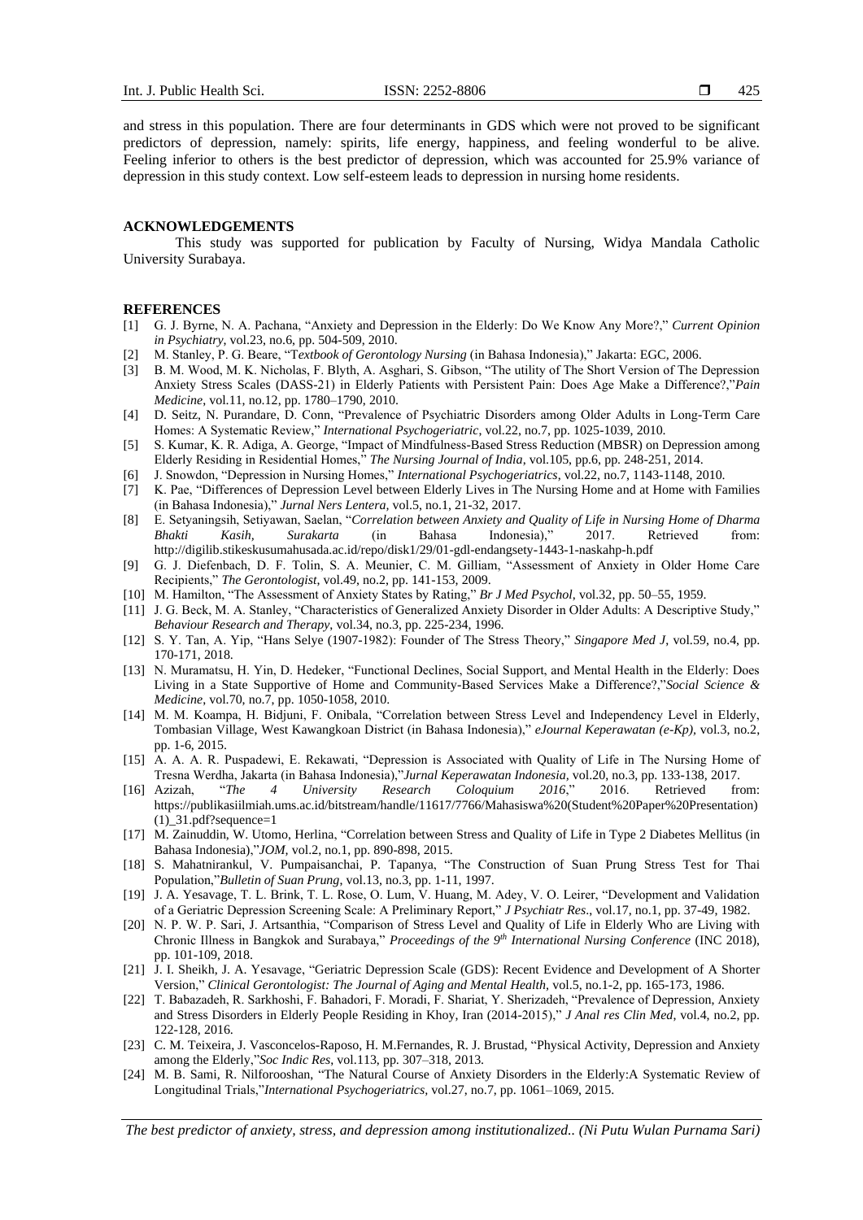and stress in this population. There are four determinants in GDS which were not proved to be significant predictors of depression, namely: spirits, life energy, happiness, and feeling wonderful to be alive. Feeling inferior to others is the best predictor of depression, which was accounted for 25.9% variance of depression in this study context. Low self-esteem leads to depression in nursing home residents.

## ACKNOWLEDGEMENTS

This study was supported for publication by Faculty of Nursing, Widya Mandala Catholic University Surabaya.

## REFERENCES

[1] G. J. Byrne, N. A. Pachana, "Anxiety and Depression in the Elderly: Do We Know Any More?," *Current Opinion in Psychiatry*, vol.23, no.6, pp. 504-509, 2010.

[2] M. Stanley, P. G. Beare, "T*extbook of Gerontology Nursing* (in Bahasa Indonesia)," Jakarta: EGC, 2006.

[3] B. M. Wood, M. K. Nicholas, F. Blyth, A. Asghari, S. Gibson, "The utility of The Short Version of The Depression Anxiety Stress Scales (DASS-21) in Elderly Patients with Persistent Pain: Does Age Make a Difference?,"*Pain Medicine*, vol.11, no.12, pp. 1780–1790, 2010.

[4] D. Seitz, N. Purandare, D. Conn, "Prevalence of Psychiatric Disorders among Older Adults in Long-Term Care Homes: A Systematic Review," *International Psychogeriatric*, vol.22, no.7, pp. 1025-1039, 2010.

[5] S. Kumar, K. R. Adiga, A. George, "Impact of Mindfulness-Based Stress Reduction (MBSR) on Depression among Elderly Residing in Residential Homes," *The Nursing Journal of India*, vol.105, pp.6, pp. 248-251, 2014.

[6] J. Snowdon, "Depression in Nursing Homes," *International Psychogeriatrics*, vol.22, no.7, 1143-1148, 2010.

[7] K. Pae, "Differences of Depression Level between Elderly Lives in The Nursing Home and at Home with Families (in Bahasa Indonesia)," *Jurnal Ners Lentera*, vol.5, no.1, 21-32, 2017.

[8] E. Setyaningsih, Setiyawan, Saelan, "*Correlation between Anxiety and Quality of Life in Nursing Home of Dharma Bhakti Kasih, Surakarta* (in Bahasa Indonesia)," 2017. Retrieved from: http://digilib.stikeskusumahusada.ac.id/repo/disk1/29/01-gdl-endangsety-1443-1-naskahp-h.pdf

[9] G. J. Diefenbach, D. F. Tolin, S. A. Meunier, C. M. Gilliam, "Assessment of Anxiety in Older Home Care Recipients," *The Gerontologist*, vol.49, no.2, pp. 141-153, 2009.

[10] M. Hamilton, "The Assessment of Anxiety States by Rating," *Br J Med Psychol*, vol.32, pp. 50–55, 1959.

[11] J. G. Beck, M. A. Stanley, "Characteristics of Generalized Anxiety Disorder in Older Adults: A Descriptive Study," *Behaviour Research and Therapy*, vol.34, no.3, pp. 225-234, 1996.

[12] S. Y. Tan, A. Yip, "Hans Selye (1907-1982): Founder of The Stress Theory," *Singapore Med J*, vol.59, no.4, pp. 170-171, 2018.

[13] N. Muramatsu, H. Yin, D. Hedeker, "Functional Declines, Social Support, and Mental Health in the Elderly: Does Living in a State Supportive of Home and Community-Based Services Make a Difference?,"*Social Science & Medicine*, vol.70, no.7, pp. 1050-1058, 2010.

[14] M. M. Koampa, H. Bidjuni, F. Onibala, "Correlation between Stress Level and Independency Level in Elderly, Tombasian Village, West Kawangkoan District (in Bahasa Indonesia)," *eJournal Keperawatan (e-Kp)*, vol.3, no.2, pp. 1-6, 2015.

[15] A. A. A. R. Puspadewi, E. Rekawati, "Depression is Associated with Quality of Life in The Nursing Home of Tresna Werdha, Jakarta (in Bahasa Indonesia),"*Jurnal Keperawatan Indonesia*, vol.20, no.3, pp. 133-138, 2017.

[16] Azizah, "*The 4 University Research Coloquium 2016*," 2016. Retrieved from: https://publikasiilmiah.ums.ac.id/bitstream/handle/11617/7766/Mahasiswa%20(Student%20Paper%20Presentation)(1)_31.pdf?sequence=1

[17] M. Zainuddin, W. Utomo, Herlina, "Correlation between Stress and Quality of Life in Type 2 Diabetes Mellitus (in Bahasa Indonesia),"*JOM*, vol.2, no.1, pp. 890-898, 2015.

[18] S. Mahatnirankul, V. Pumpaisanchai, P. Tapanya, "The Construction of Suan Prung Stress Test for Thai Population,"*Bulletin of Suan Prung*, vol.13, no.3, pp. 1-11, 1997.

[19] J. A. Yesavage, T. L. Brink, T. L. Rose, O. Lum, V. Huang, M. Adey, V. O. Leirer, "Development and Validation of a Geriatric Depression Screening Scale: A Preliminary Report," *J Psychiatr Res*., vol.17, no.1, pp. 37-49, 1982.

[20] N. P. W. P. Sari, J. Artsanthia, "Comparison of Stress Level and Quality of Life in Elderly Who are Living with Chronic Illness in Bangkok and Surabaya," *Proceedings of the 9th International Nursing Conference* (INC 2018), pp. 101-109, 2018.

[21] J. I. Sheikh, J. A. Yesavage, "Geriatric Depression Scale (GDS): Recent Evidence and Development of A Shorter Version," *Clinical Gerontologist: The Journal of Aging and Mental Health*, vol.5, no.1-2, pp. 165-173, 1986.

[22] T. Babazadeh, R. Sarkhoshi, F. Bahadori, F. Moradi, F. Shariat, Y. Sherizadeh, "Prevalence of Depression, Anxiety and Stress Disorders in Elderly People Residing in Khoy, Iran (2014-2015)," *J Anal res Clin Med*, vol.4, no.2, pp. 122-128, 2016.

[23] C. M. Teixeira, J. Vasconcelos-Raposo, H. M.Fernandes, R. J. Brustad, "Physical Activity, Depression and Anxiety among the Elderly,"*Soc Indic Res*, vol.113, pp. 307–318, 2013.

[24] M. B. Sami, R. Nilforooshan, "The Natural Course of Anxiety Disorders in the Elderly:A Systematic Review of Longitudinal Trials,"*International Psychogeriatrics*, vol.27, no.7, pp. 1061–1069, 2015.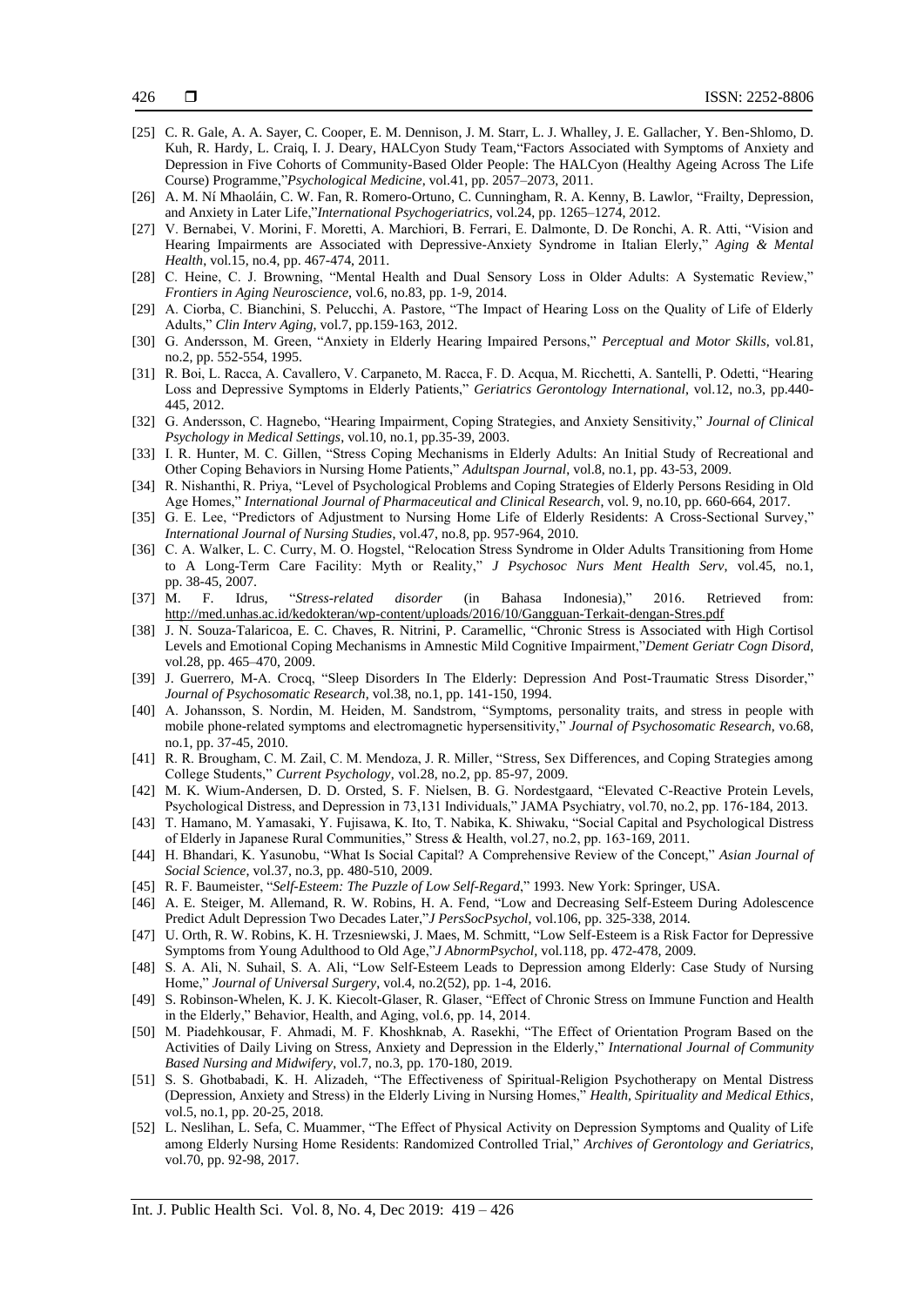[25] C. R. Gale, A. A. Sayer, C. Cooper, E. M. Dennison, J. M. Starr, L. J. Whalley, J. E. Gallacher, Y. Ben-Shlomo, D. Kuh, R. Hardy, L. Craiq, I. J. Deary, HALCyon Study Team,"Factors Associated with Symptoms of Anxiety and Depression in Five Cohorts of Community-Based Older People: The HALCyon (Healthy Ageing Across The Life Course) Programme,"*Psychological Medicine*, vol.41, pp. 2057–2073, 2011.

[26] A. M. Ní Mhaoláin, C. W. Fan, R. Romero-Ortuno, C. Cunningham, R. A. Kenny, B. Lawlor, "Frailty, Depression, and Anxiety in Later Life,"*International Psychogeriatrics*, vol.24, pp. 1265–1274, 2012.

[27] V. Bernabei, V. Morini, F. Moretti, A. Marchiori, B. Ferrari, E. Dalmonte, D. De Ronchi, A. R. Atti, "Vision and Hearing Impairments are Associated with Depressive-Anxiety Syndrome in Italian Elerly," *Aging & Mental Health*, vol.15, no.4, pp. 467-474, 2011.

[28] C. Heine, C. J. Browning, "Mental Health and Dual Sensory Loss in Older Adults: A Systematic Review," *Frontiers in Aging Neuroscience*, vol.6, no.83, pp. 1-9, 2014.

[29] A. Ciorba, C. Bianchini, S. Pelucchi, A. Pastore, "The Impact of Hearing Loss on the Quality of Life of Elderly Adults," *Clin Interv Aging*, vol.7, pp.159-163, 2012.

[30] G. Andersson, M. Green, "Anxiety in Elderly Hearing Impaired Persons," *Perceptual and Motor Skills*, vol.81, no.2, pp. 552-554, 1995.

[31] R. Boi, L. Racca, A. Cavallero, V. Carpaneto, M. Racca, F. D. Acqua, M. Ricchetti, A. Santelli, P. Odetti, "Hearing Loss and Depressive Symptoms in Elderly Patients," *Geriatrics Gerontology International*, vol.12, no.3, pp.440-445, 2012.

[32] G. Andersson, C. Hagnebo, "Hearing Impairment, Coping Strategies, and Anxiety Sensitivity," *Journal of Clinical Psychology in Medical Settings*, vol.10, no.1, pp.35-39, 2003.

[33] I. R. Hunter, M. C. Gillen, "Stress Coping Mechanisms in Elderly Adults: An Initial Study of Recreational and Other Coping Behaviors in Nursing Home Patients," *Adultspan Journal*, vol.8, no.1, pp. 43-53, 2009.

[34] R. Nishanthi, R. Priya, "Level of Psychological Problems and Coping Strategies of Elderly Persons Residing in Old Age Homes," *International Journal of Pharmaceutical and Clinical Research*, vol. 9, no.10, pp. 660-664, 2017.

[35] G. E. Lee, "Predictors of Adjustment to Nursing Home Life of Elderly Residents: A Cross-Sectional Survey," *International Journal of Nursing Studies*, vol.47, no.8, pp. 957-964, 2010.

[36] C. A. Walker, L. C. Curry, M. O. Hogstel, "Relocation Stress Syndrome in Older Adults Transitioning from Home to A Long-Term Care Facility: Myth or Reality," *J Psychosoc Nurs Ment Health Serv*, vol.45, no.1, pp. 38-45, 2007.

[37] M. F. Idrus, "*Stress-related disorder* (in Bahasa Indonesia)," 2016. Retrieved from: http://med.unhas.ac.id/kedokteran/wp-content/uploads/2016/10/Gangguan-Terkait-dengan-Stres.pdf

[38] J. N. Souza-Talaricoa, E. C. Chaves, R. Nitrini, P. Caramellic, "Chronic Stress is Associated with High Cortisol Levels and Emotional Coping Mechanisms in Amnestic Mild Cognitive Impairment,"*Dement Geriatr Cogn Disord*, vol.28, pp. 465–470, 2009.

[39] J. Guerrero, M-A. Crocq, "Sleep Disorders In The Elderly: Depression And Post-Traumatic Stress Disorder," *Journal of Psychosomatic Research*, vol.38, no.1, pp. 141-150, 1994.

[40] A. Johansson, S. Nordin, M. Heiden, M. Sandstrom, "Symptoms, personality traits, and stress in people with mobile phone-related symptoms and electromagnetic hypersensitivity," *Journal of Psychosomatic Research*, vo.68, no.1, pp. 37-45, 2010.

[41] R. R. Brougham, C. M. Zail, C. M. Mendoza, J. R. Miller, "Stress, Sex Differences, and Coping Strategies among College Students," *Current Psychology*, vol.28, no.2, pp. 85-97, 2009.

[42] M. K. Wium-Andersen, D. D. Orsted, S. F. Nielsen, B. G. Nordestgaard, "Elevated C-Reactive Protein Levels, Psychological Distress, and Depression in 73,131 Individuals," JAMA Psychiatry, vol.70, no.2, pp. 176-184, 2013.

[43] T. Hamano, M. Yamasaki, Y. Fujisawa, K. Ito, T. Nabika, K. Shiwaku, "Social Capital and Psychological Distress of Elderly in Japanese Rural Communities," Stress & Health, vol.27, no.2, pp. 163-169, 2011.

[44] H. Bhandari, K. Yasunobu, "What Is Social Capital? A Comprehensive Review of the Concept," *Asian Journal of Social Science*, vol.37, no.3, pp. 480-510, 2009.

[45] R. F. Baumeister, "*Self-Esteem: The Puzzle of Low Self-Regard*," 1993. New York: Springer, USA.

[46] A. E. Steiger, M. Allemand, R. W. Robins, H. A. Fend, "Low and Decreasing Self-Esteem During Adolescence Predict Adult Depression Two Decades Later,"*J PersSocPsychol*, vol.106, pp. 325-338, 2014.

[47] U. Orth, R. W. Robins, K. H. Trzesniewski, J. Maes, M. Schmitt, "Low Self-Esteem is a Risk Factor for Depressive Symptoms from Young Adulthood to Old Age,"*J AbnormPsychol*, vol.118, pp. 472-478, 2009.

[48] S. A. Ali, N. Suhail, S. A. Ali, "Low Self-Esteem Leads to Depression among Elderly: Case Study of Nursing Home," *Journal of Universal Surgery*, vol.4, no.2(52), pp. 1-4, 2016.

[49] S. Robinson-Whelen, K. J. K. Kiecolt-Glaser, R. Glaser, "Effect of Chronic Stress on Immune Function and Health in the Elderly," Behavior, Health, and Aging, vol.6, pp. 14, 2014.

[50] M. Piadehkousar, F. Ahmadi, M. F. Khoshknab, A. Rasekhi, "The Effect of Orientation Program Based on the Activities of Daily Living on Stress, Anxiety and Depression in the Elderly," *International Journal of Community Based Nursing and Midwifery*, vol.7, no.3, pp. 170-180, 2019.

[51] S. S. Ghotbabadi, K. H. Alizadeh, "The Effectiveness of Spiritual-Religion Psychotherapy on Mental Distress (Depression, Anxiety and Stress) in the Elderly Living in Nursing Homes," *Health, Spirituality and Medical Ethics*, vol.5, no.1, pp. 20-25, 2018.

[52] L. Neslihan, L. Sefa, C. Muammer, "The Effect of Physical Activity on Depression Symptoms and Quality of Life among Elderly Nursing Home Residents: Randomized Controlled Trial," *Archives of Gerontology and Geriatrics*, vol.70, pp. 92-98, 2017.